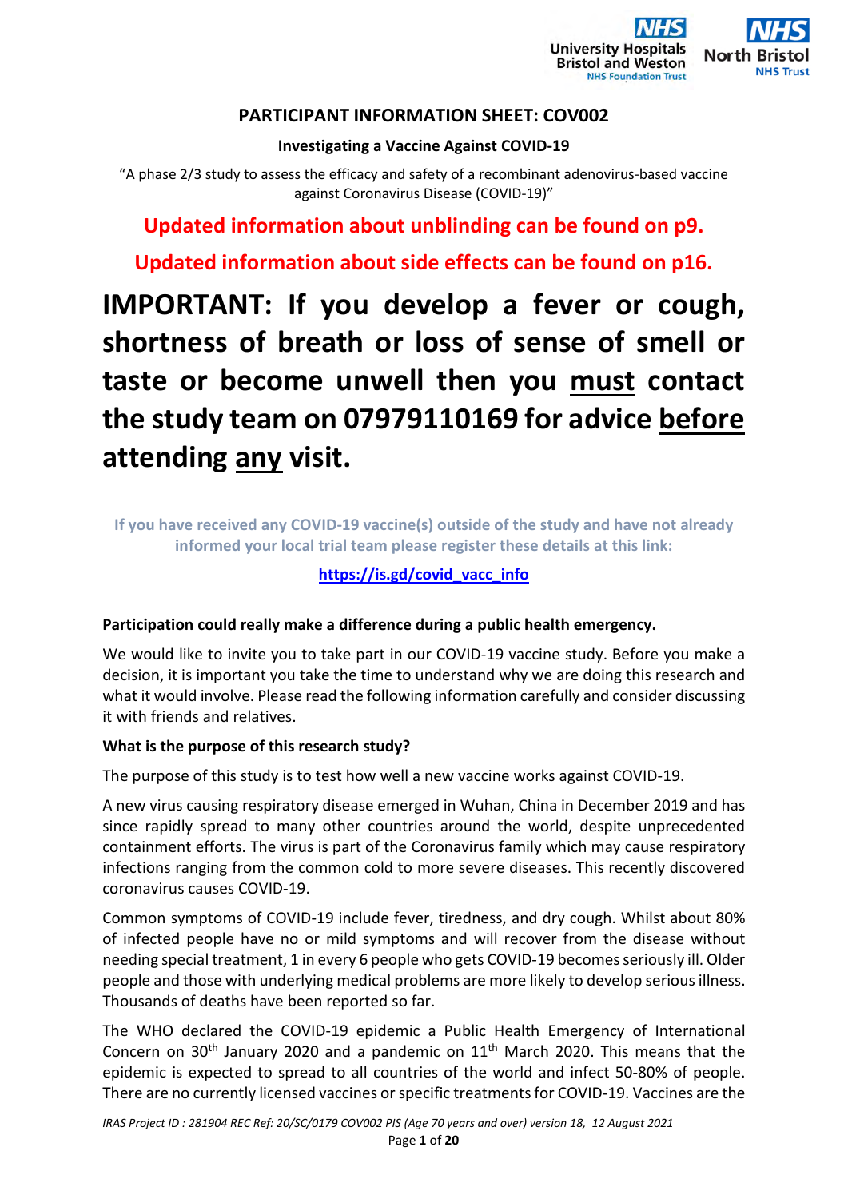University Hospitals Bristol and Weston NHS Foundation Trust | North Bristol NHS Trust

# PARTICIPANT INFORMATION SHEET: COV002

**Investigating a Vaccine Against COVID-19**

"A phase 2/3 study to assess the efficacy and safety of a recombinant adenovirus-based vaccine against Coronavirus Disease (COVID-19)"

**Updated information about unblinding can be found on p9.**

**Updated information about side effects can be found on p16.**

# IMPORTANT: If you develop a fever or cough, shortness of breath or loss of sense of smell or taste or become unwell then you must contact the study team on 07979110169 for advice before attending any visit.

**If you have received any COVID-19 vaccine(s) outside of the study and have not already informed your local trial team please register these details at this link:**

**https://is.gd/covid_vacc_info**

**Participation could really make a difference during a public health emergency.**

We would like to invite you to take part in our COVID-19 vaccine study. Before you make a decision, it is important you take the time to understand why we are doing this research and what it would involve. Please read the following information carefully and consider discussing it with friends and relatives.

**What is the purpose of this research study?**

The purpose of this study is to test how well a new vaccine works against COVID-19.

A new virus causing respiratory disease emerged in Wuhan, China in December 2019 and has since rapidly spread to many other countries around the world, despite unprecedented containment efforts. The virus is part of the Coronavirus family which may cause respiratory infections ranging from the common cold to more severe diseases. This recently discovered coronavirus causes COVID-19.

Common symptoms of COVID-19 include fever, tiredness, and dry cough. Whilst about 80% of infected people have no or mild symptoms and will recover from the disease without needing special treatment, 1 in every 6 people who gets COVID-19 becomes seriously ill. Older people and those with underlying medical problems are more likely to develop serious illness. Thousands of deaths have been reported so far.

The WHO declared the COVID-19 epidemic a Public Health Emergency of International Concern on 30th January 2020 and a pandemic on 11th March 2020. This means that the epidemic is expected to spread to all countries of the world and infect 50-80% of people. There are no currently licensed vaccines or specific treatments for COVID-19. Vaccines are the

*IRAS Project ID : 281904 REC Ref: 20/SC/0179 COV002 PIS (Age 70 years and over) version 18, 12 August 2021*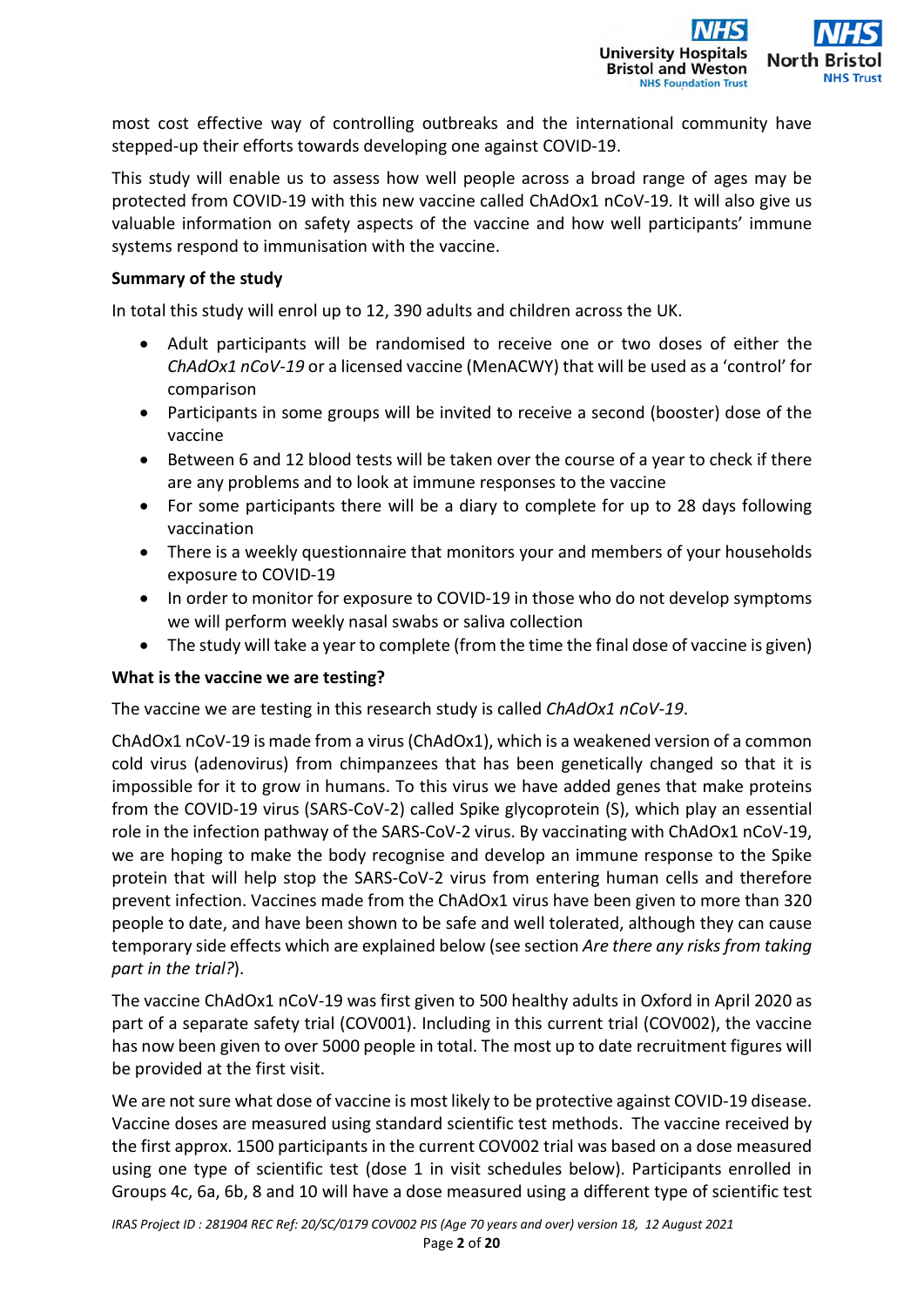most cost effective way of controlling outbreaks and the international community have stepped-up their efforts towards developing one against COVID-19.

This study will enable us to assess how well people across a broad range of ages may be protected from COVID-19 with this new vaccine called ChAdOx1 nCoV-19. It will also give us valuable information on safety aspects of the vaccine and how well participants' immune systems respond to immunisation with the vaccine.

**Summary of the study**

In total this study will enrol up to 12, 390 adults and children across the UK.

- Adult participants will be randomised to receive one or two doses of either the *ChAdOx1 nCoV-19* or a licensed vaccine (MenACWY) that will be used as a 'control' for comparison
- Participants in some groups will be invited to receive a second (booster) dose of the vaccine
- Between 6 and 12 blood tests will be taken over the course of a year to check if there are any problems and to look at immune responses to the vaccine
- For some participants there will be a diary to complete for up to 28 days following vaccination
- There is a weekly questionnaire that monitors your and members of your households exposure to COVID-19
- In order to monitor for exposure to COVID-19 in those who do not develop symptoms we will perform weekly nasal swabs or saliva collection
- The study will take a year to complete (from the time the final dose of vaccine is given)

**What is the vaccine we are testing?**

The vaccine we are testing in this research study is called *ChAdOx1 nCoV-19*.

ChAdOx1 nCoV-19 is made from a virus (ChAdOx1), which is a weakened version of a common cold virus (adenovirus) from chimpanzees that has been genetically changed so that it is impossible for it to grow in humans. To this virus we have added genes that make proteins from the COVID-19 virus (SARS-CoV-2) called Spike glycoprotein (S), which play an essential role in the infection pathway of the SARS-CoV-2 virus. By vaccinating with ChAdOx1 nCoV-19, we are hoping to make the body recognise and develop an immune response to the Spike protein that will help stop the SARS-CoV-2 virus from entering human cells and therefore prevent infection. Vaccines made from the ChAdOx1 virus have been given to more than 320 people to date, and have been shown to be safe and well tolerated, although they can cause temporary side effects which are explained below (see section *Are there any risks from taking part in the trial?*).

The vaccine ChAdOx1 nCoV-19 was first given to 500 healthy adults in Oxford in April 2020 as part of a separate safety trial (COV001). Including in this current trial (COV002), the vaccine has now been given to over 5000 people in total. The most up to date recruitment figures will be provided at the first visit.

We are not sure what dose of vaccine is most likely to be protective against COVID-19 disease. Vaccine doses are measured using standard scientific test methods. The vaccine received by the first approx. 1500 participants in the current COV002 trial was based on a dose measured using one type of scientific test (dose 1 in visit schedules below). Participants enrolled in Groups 4c, 6a, 6b, 8 and 10 will have a dose measured using a different type of scientific test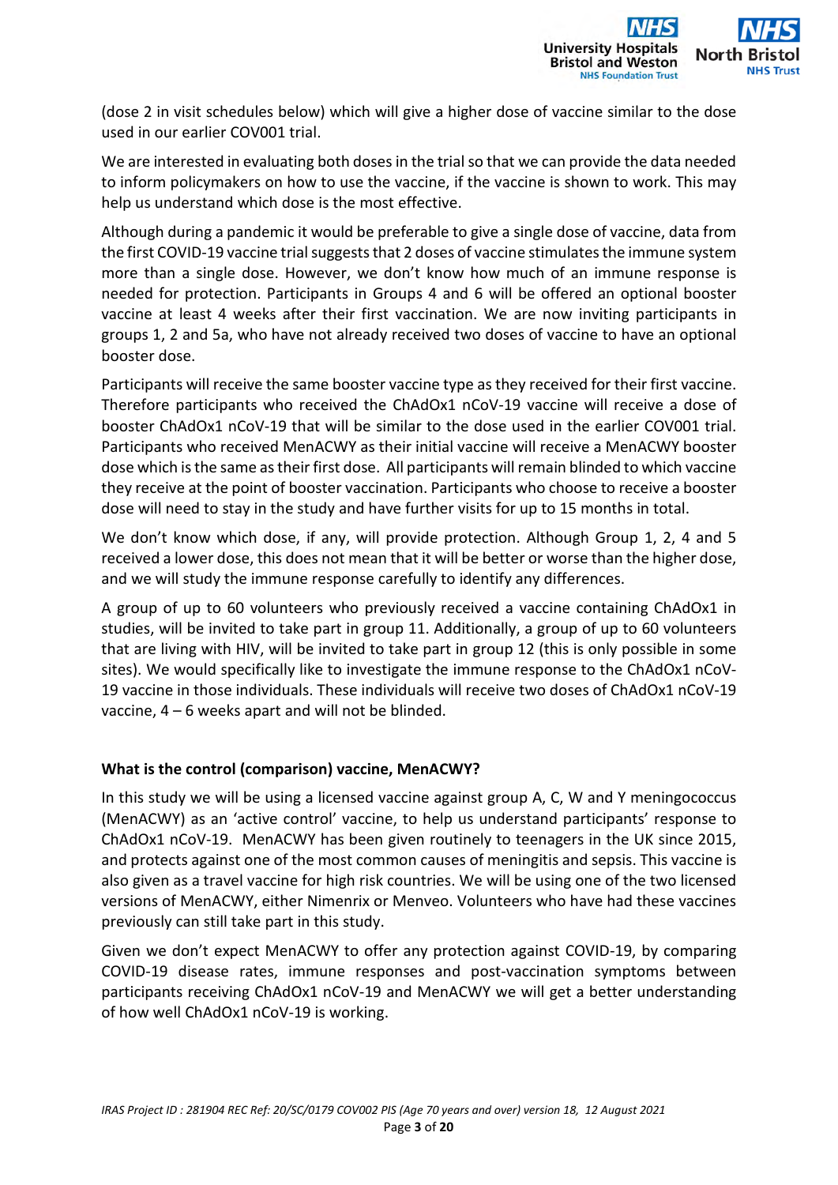(dose 2 in visit schedules below) which will give a higher dose of vaccine similar to the dose used in our earlier COV001 trial.

We are interested in evaluating both doses in the trial so that we can provide the data needed to inform policymakers on how to use the vaccine, if the vaccine is shown to work. This may help us understand which dose is the most effective.

Although during a pandemic it would be preferable to give a single dose of vaccine, data from the first COVID-19 vaccine trial suggests that 2 doses of vaccine stimulates the immune system more than a single dose. However, we don't know how much of an immune response is needed for protection. Participants in Groups 4 and 6 will be offered an optional booster vaccine at least 4 weeks after their first vaccination. We are now inviting participants in groups 1, 2 and 5a, who have not already received two doses of vaccine to have an optional booster dose.

Participants will receive the same booster vaccine type as they received for their first vaccine. Therefore participants who received the ChAdOx1 nCoV-19 vaccine will receive a dose of booster ChAdOx1 nCoV-19 that will be similar to the dose used in the earlier COV001 trial. Participants who received MenACWY as their initial vaccine will receive a MenACWY booster dose which is the same as their first dose. All participants will remain blinded to which vaccine they receive at the point of booster vaccination. Participants who choose to receive a booster dose will need to stay in the study and have further visits for up to 15 months in total.

We don't know which dose, if any, will provide protection. Although Group 1, 2, 4 and 5 received a lower dose, this does not mean that it will be better or worse than the higher dose, and we will study the immune response carefully to identify any differences.

A group of up to 60 volunteers who previously received a vaccine containing ChAdOx1 in studies, will be invited to take part in group 11. Additionally, a group of up to 60 volunteers that are living with HIV, will be invited to take part in group 12 (this is only possible in some sites). We would specifically like to investigate the immune response to the ChAdOx1 nCoV-19 vaccine in those individuals. These individuals will receive two doses of ChAdOx1 nCoV-19 vaccine, 4 – 6 weeks apart and will not be blinded.

**What is the control (comparison) vaccine, MenACWY?**

In this study we will be using a licensed vaccine against group A, C, W and Y meningococcus (MenACWY) as an 'active control' vaccine, to help us understand participants' response to ChAdOx1 nCoV-19. MenACWY has been given routinely to teenagers in the UK since 2015, and protects against one of the most common causes of meningitis and sepsis. This vaccine is also given as a travel vaccine for high risk countries. We will be using one of the two licensed versions of MenACWY, either Nimenrix or Menveo. Volunteers who have had these vaccines previously can still take part in this study.

Given we don't expect MenACWY to offer any protection against COVID-19, by comparing COVID-19 disease rates, immune responses and post-vaccination symptoms between participants receiving ChAdOx1 nCoV-19 and MenACWY we will get a better understanding of how well ChAdOx1 nCoV-19 is working.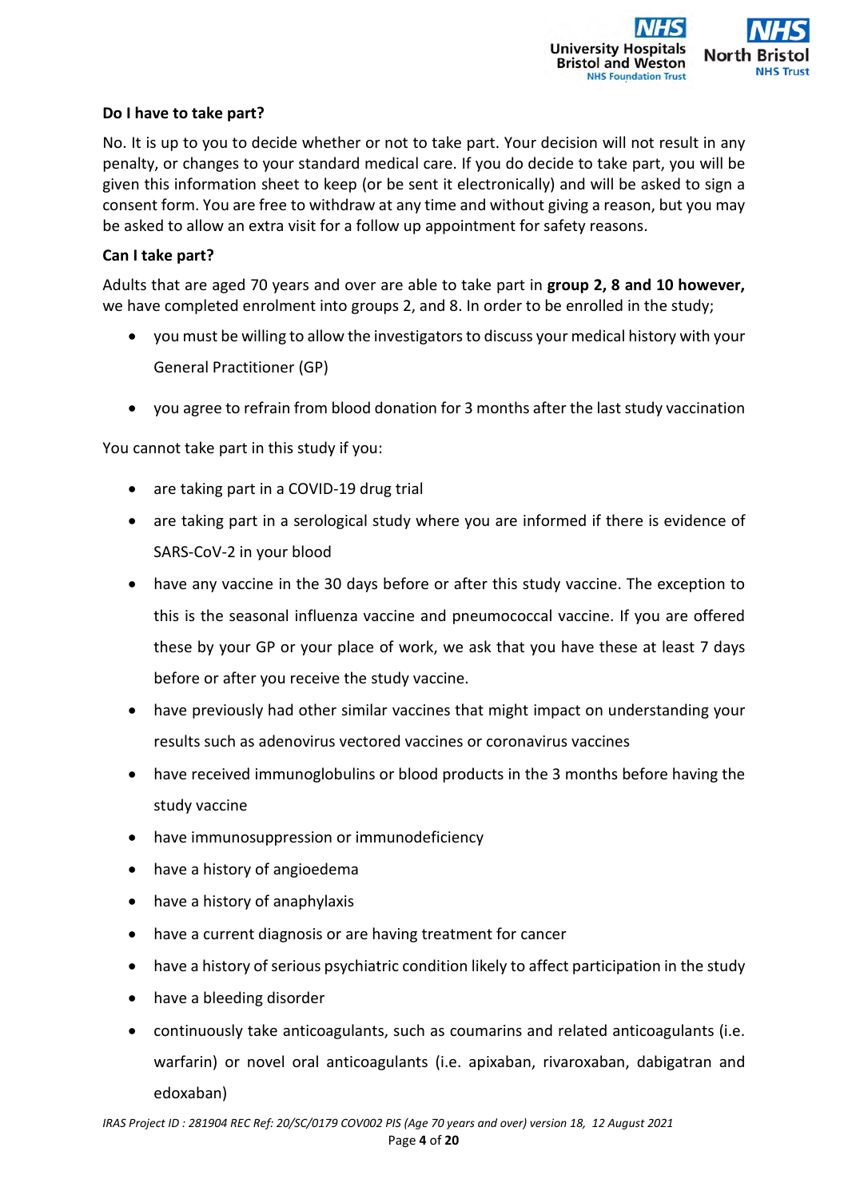**Do I have to take part?**

No. It is up to you to decide whether or not to take part. Your decision will not result in any penalty, or changes to your standard medical care. If you do decide to take part, you will be given this information sheet to keep (or be sent it electronically) and will be asked to sign a consent form. You are free to withdraw at any time and without giving a reason, but you may be asked to allow an extra visit for a follow up appointment for safety reasons.

**Can I take part?**

Adults that are aged 70 years and over are able to take part in **group 2, 8 and 10 however,** we have completed enrolment into groups 2, and 8. In order to be enrolled in the study;

- you must be willing to allow the investigators to discuss your medical history with your General Practitioner (GP)
- you agree to refrain from blood donation for 3 months after the last study vaccination

You cannot take part in this study if you:

- are taking part in a COVID-19 drug trial
- are taking part in a serological study where you are informed if there is evidence of SARS-CoV-2 in your blood
- have any vaccine in the 30 days before or after this study vaccine. The exception to this is the seasonal influenza vaccine and pneumococcal vaccine. If you are offered these by your GP or your place of work, we ask that you have these at least 7 days before or after you receive the study vaccine.
- have previously had other similar vaccines that might impact on understanding your results such as adenovirus vectored vaccines or coronavirus vaccines
- have received immunoglobulins or blood products in the 3 months before having the study vaccine
- have immunosuppression or immunodeficiency
- have a history of angioedema
- have a history of anaphylaxis
- have a current diagnosis or are having treatment for cancer
- have a history of serious psychiatric condition likely to affect participation in the study
- have a bleeding disorder
- continuously take anticoagulants, such as coumarins and related anticoagulants (i.e. warfarin) or novel oral anticoagulants (i.e. apixaban, rivaroxaban, dabigatran and edoxaban)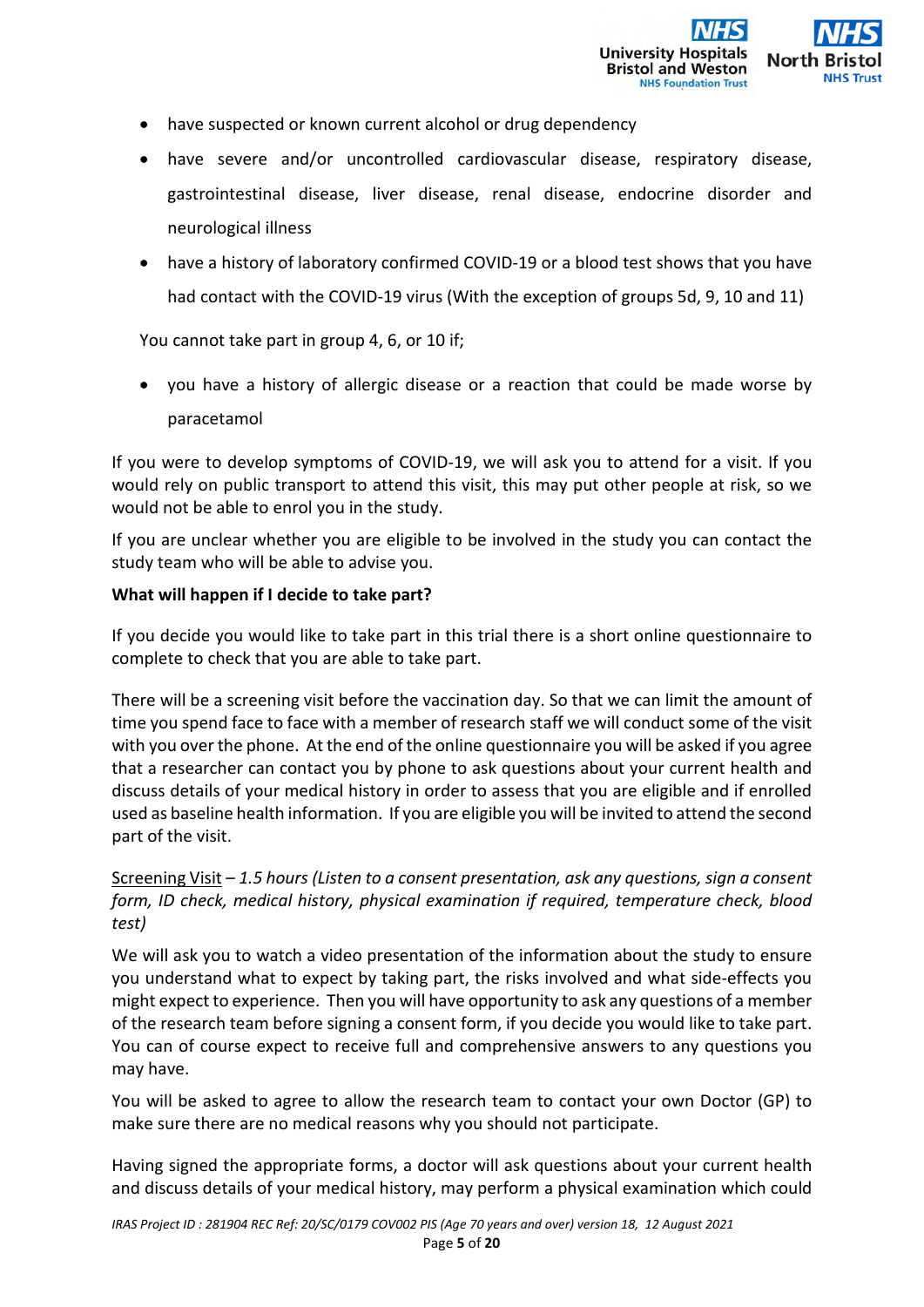- have suspected or known current alcohol or drug dependency
- have severe and/or uncontrolled cardiovascular disease, respiratory disease, gastrointestinal disease, liver disease, renal disease, endocrine disorder and neurological illness
- have a history of laboratory confirmed COVID-19 or a blood test shows that you have had contact with the COVID-19 virus (With the exception of groups 5d, 9, 10 and 11)

You cannot take part in group 4, 6, or 10 if;

- you have a history of allergic disease or a reaction that could be made worse by paracetamol

If you were to develop symptoms of COVID-19, we will ask you to attend for a visit. If you would rely on public transport to attend this visit, this may put other people at risk, so we would not be able to enrol you in the study.

If you are unclear whether you are eligible to be involved in the study you can contact the study team who will be able to advise you.

**What will happen if I decide to take part?**

If you decide you would like to take part in this trial there is a short online questionnaire to complete to check that you are able to take part.

There will be a screening visit before the vaccination day. So that we can limit the amount of time you spend face to face with a member of research staff we will conduct some of the visit with you over the phone. At the end of the online questionnaire you will be asked if you agree that a researcher can contact you by phone to ask questions about your current health and discuss details of your medical history in order to assess that you are eligible and if enrolled used as baseline health information. If you are eligible you will be invited to attend the second part of the visit.

Screening Visit – *1.5 hours (Listen to a consent presentation, ask any questions, sign a consent form, ID check, medical history, physical examination if required, temperature check, blood test)*

We will ask you to watch a video presentation of the information about the study to ensure you understand what to expect by taking part, the risks involved and what side-effects you might expect to experience. Then you will have opportunity to ask any questions of a member of the research team before signing a consent form, if you decide you would like to take part. You can of course expect to receive full and comprehensive answers to any questions you may have.

You will be asked to agree to allow the research team to contact your own Doctor (GP) to make sure there are no medical reasons why you should not participate.

Having signed the appropriate forms, a doctor will ask questions about your current health and discuss details of your medical history, may perform a physical examination which could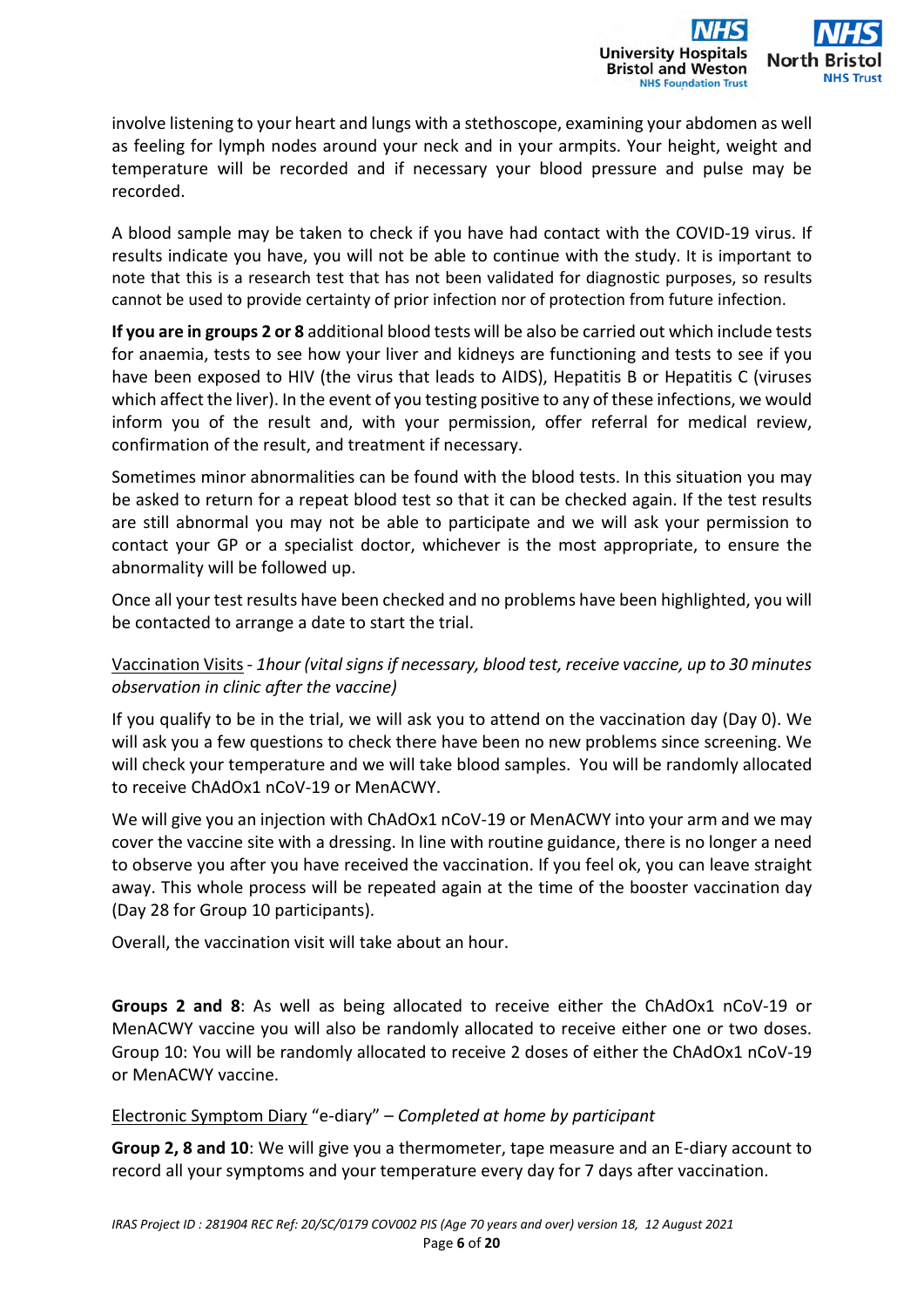involve listening to your heart and lungs with a stethoscope, examining your abdomen as well as feeling for lymph nodes around your neck and in your armpits. Your height, weight and temperature will be recorded and if necessary your blood pressure and pulse may be recorded.

A blood sample may be taken to check if you have had contact with the COVID-19 virus. If results indicate you have, you will not be able to continue with the study. It is important to note that this is a research test that has not been validated for diagnostic purposes, so results cannot be used to provide certainty of prior infection nor of protection from future infection.

**If you are in groups 2 or 8** additional blood tests will be also be carried out which include tests for anaemia, tests to see how your liver and kidneys are functioning and tests to see if you have been exposed to HIV (the virus that leads to AIDS), Hepatitis B or Hepatitis C (viruses which affect the liver). In the event of you testing positive to any of these infections, we would inform you of the result and, with your permission, offer referral for medical review, confirmation of the result, and treatment if necessary.

Sometimes minor abnormalities can be found with the blood tests. In this situation you may be asked to return for a repeat blood test so that it can be checked again. If the test results are still abnormal you may not be able to participate and we will ask your permission to contact your GP or a specialist doctor, whichever is the most appropriate, to ensure the abnormality will be followed up.

Once all your test results have been checked and no problems have been highlighted, you will be contacted to arrange a date to start the trial.

<u>Vaccination Visits</u> - *1hour (vital signs if necessary, blood test, receive vaccine, up to 30 minutes observation in clinic after the vaccine)*

If you qualify to be in the trial, we will ask you to attend on the vaccination day (Day 0). We will ask you a few questions to check there have been no new problems since screening. We will check your temperature and we will take blood samples. You will be randomly allocated to receive ChAdOx1 nCoV-19 or MenACWY.

We will give you an injection with ChAdOx1 nCoV-19 or MenACWY into your arm and we may cover the vaccine site with a dressing. In line with routine guidance, there is no longer a need to observe you after you have received the vaccination. If you feel ok, you can leave straight away. This whole process will be repeated again at the time of the booster vaccination day (Day 28 for Group 10 participants).

Overall, the vaccination visit will take about an hour.

**Groups 2 and 8**: As well as being allocated to receive either the ChAdOx1 nCoV-19 or MenACWY vaccine you will also be randomly allocated to receive either one or two doses. Group 10: You will be randomly allocated to receive 2 doses of either the ChAdOx1 nCoV-19 or MenACWY vaccine.

<u>Electronic Symptom Diary</u> "e-diary" – *Completed at home by participant*

**Group 2, 8 and 10**: We will give you a thermometer, tape measure and an E-diary account to record all your symptoms and your temperature every day for 7 days after vaccination.

*IRAS Project ID : 281904 REC Ref: 20/SC/0179 COV002 PIS (Age 70 years and over) version 18, 12 August 2021*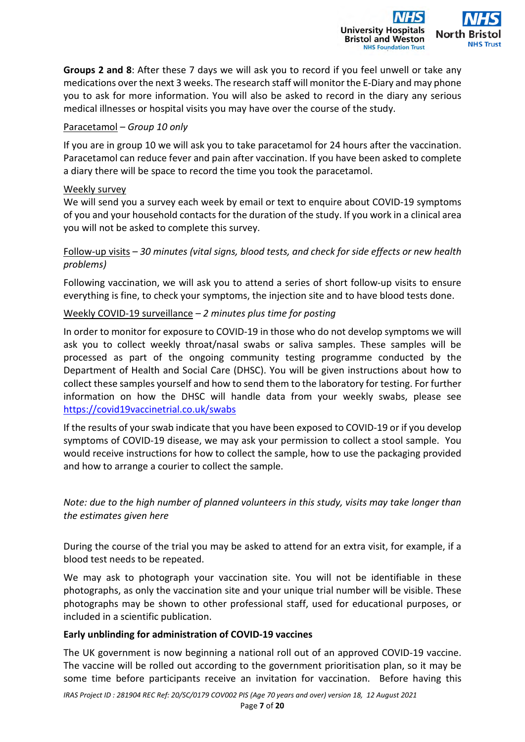**Groups 2 and 8**: After these 7 days we will ask you to record if you feel unwell or take any medications over the next 3 weeks. The research staff will monitor the E-Diary and may phone you to ask for more information. You will also be asked to record in the diary any serious medical illnesses or hospital visits you may have over the course of the study.

Paracetamol – *Group 10 only*

If you are in group 10 we will ask you to take paracetamol for 24 hours after the vaccination. Paracetamol can reduce fever and pain after vaccination. If you have been asked to complete a diary there will be space to record the time you took the paracetamol.

Weekly survey

We will send you a survey each week by email or text to enquire about COVID-19 symptoms of you and your household contacts for the duration of the study. If you work in a clinical area you will not be asked to complete this survey.

Follow-up visits – *30 minutes (vital signs, blood tests, and check for side effects or new health problems)*

Following vaccination, we will ask you to attend a series of short follow-up visits to ensure everything is fine, to check your symptoms, the injection site and to have blood tests done.

Weekly COVID-19 surveillance – *2 minutes plus time for posting*

In order to monitor for exposure to COVID-19 in those who do not develop symptoms we will ask you to collect weekly throat/nasal swabs or saliva samples. These samples will be processed as part of the ongoing community testing programme conducted by the Department of Health and Social Care (DHSC). You will be given instructions about how to collect these samples yourself and how to send them to the laboratory for testing. For further information on how the DHSC will handle data from your weekly swabs, please see https://covid19vaccinetrial.co.uk/swabs

If the results of your swab indicate that you have been exposed to COVID-19 or if you develop symptoms of COVID-19 disease, we may ask your permission to collect a stool sample. You would receive instructions for how to collect the sample, how to use the packaging provided and how to arrange a courier to collect the sample.

*Note: due to the high number of planned volunteers in this study, visits may take longer than the estimates given here*

During the course of the trial you may be asked to attend for an extra visit, for example, if a blood test needs to be repeated.

We may ask to photograph your vaccination site. You will not be identifiable in these photographs, as only the vaccination site and your unique trial number will be visible. These photographs may be shown to other professional staff, used for educational purposes, or included in a scientific publication.

**Early unblinding for administration of COVID-19 vaccines**

The UK government is now beginning a national roll out of an approved COVID-19 vaccine. The vaccine will be rolled out according to the government prioritisation plan, so it may be some time before participants receive an invitation for vaccination. Before having this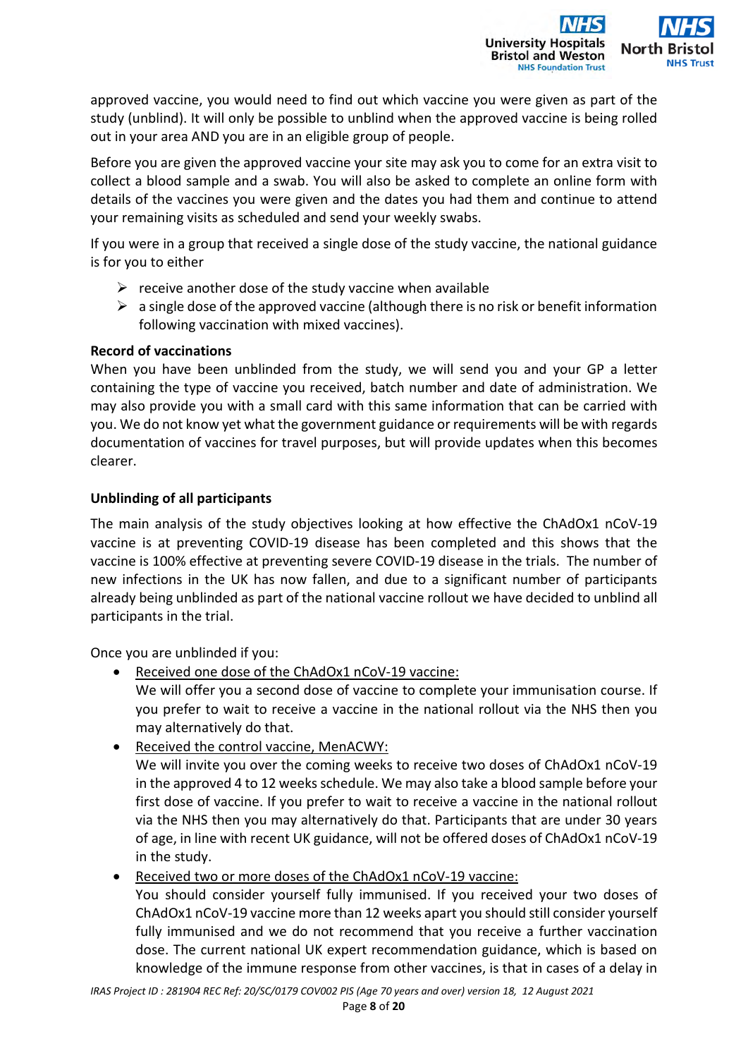approved vaccine, you would need to find out which vaccine you were given as part of the study (unblind). It will only be possible to unblind when the approved vaccine is being rolled out in your area AND you are in an eligible group of people.

Before you are given the approved vaccine your site may ask you to come for an extra visit to collect a blood sample and a swab. You will also be asked to complete an online form with details of the vaccines you were given and the dates you had them and continue to attend your remaining visits as scheduled and send your weekly swabs.

If you were in a group that received a single dose of the study vaccine, the national guidance is for you to either

- receive another dose of the study vaccine when available
- a single dose of the approved vaccine (although there is no risk or benefit information following vaccination with mixed vaccines).

**Record of vaccinations**

When you have been unblinded from the study, we will send you and your GP a letter containing the type of vaccine you received, batch number and date of administration. We may also provide you with a small card with this same information that can be carried with you. We do not know yet what the government guidance or requirements will be with regards documentation of vaccines for travel purposes, but will provide updates when this becomes clearer.

**Unblinding of all participants**

The main analysis of the study objectives looking at how effective the ChAdOx1 nCoV-19 vaccine is at preventing COVID-19 disease has been completed and this shows that the vaccine is 100% effective at preventing severe COVID-19 disease in the trials. The number of new infections in the UK has now fallen, and due to a significant number of participants already being unblinded as part of the national vaccine rollout we have decided to unblind all participants in the trial.

Once you are unblinded if you:

- <u>Received one dose of the ChAdOx1 nCoV-19 vaccine:</u>
  We will offer you a second dose of vaccine to complete your immunisation course. If you prefer to wait to receive a vaccine in the national rollout via the NHS then you may alternatively do that.
- <u>Received the control vaccine, MenACWY:</u>
  We will invite you over the coming weeks to receive two doses of ChAdOx1 nCoV-19 in the approved 4 to 12 weeks schedule. We may also take a blood sample before your first dose of vaccine. If you prefer to wait to receive a vaccine in the national rollout via the NHS then you may alternatively do that. Participants that are under 30 years of age, in line with recent UK guidance, will not be offered doses of ChAdOx1 nCoV-19 in the study.
- <u>Received two or more doses of the ChAdOx1 nCoV-19 vaccine:</u>
  You should consider yourself fully immunised. If you received your two doses of ChAdOx1 nCoV-19 vaccine more than 12 weeks apart you should still consider yourself fully immunised and we do not recommend that you receive a further vaccination dose. The current national UK expert recommendation guidance, which is based on knowledge of the immune response from other vaccines, is that in cases of a delay in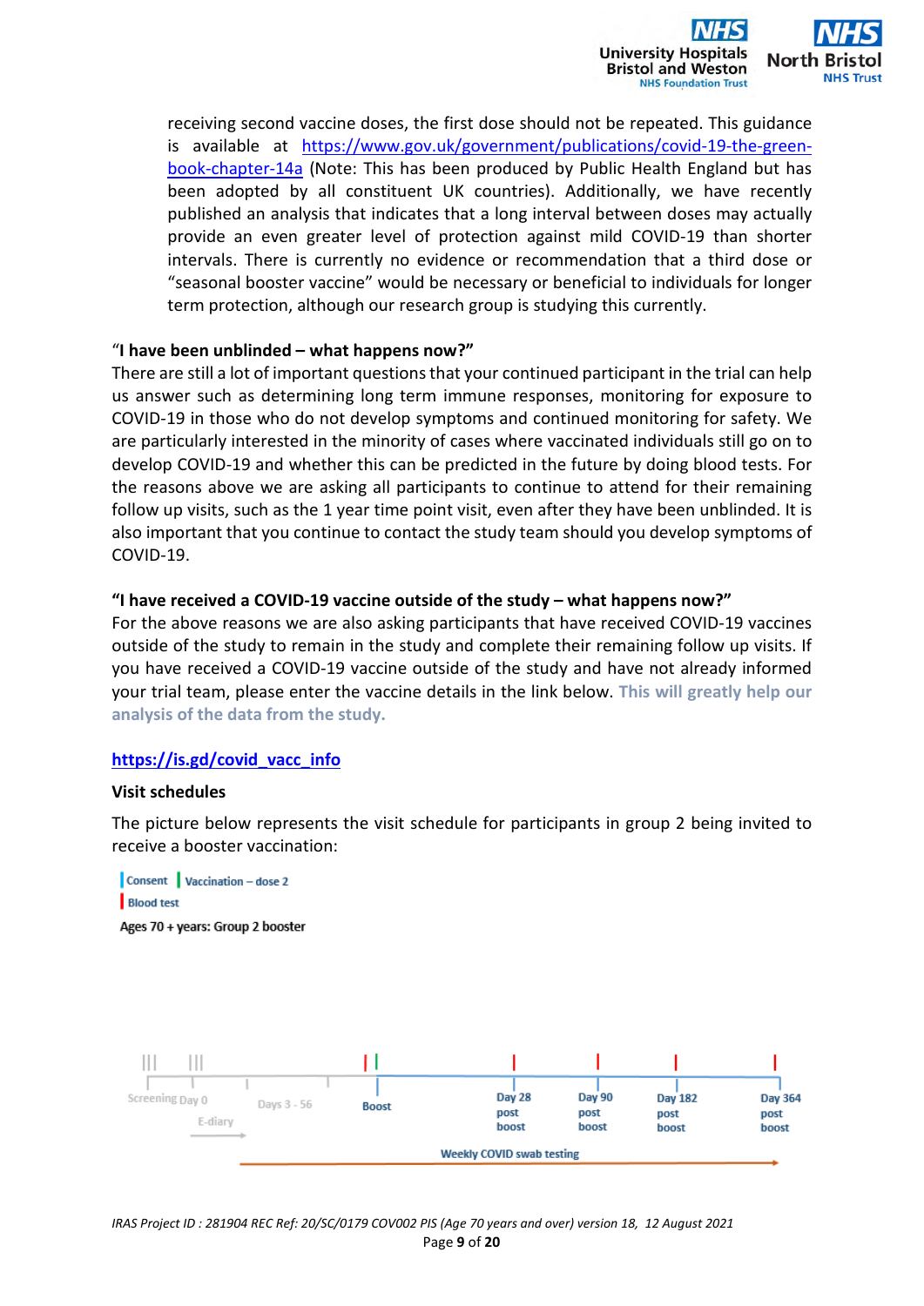receiving second vaccine doses, the first dose should not be repeated. This guidance is available at https://www.gov.uk/government/publications/covid-19-the-green-book-chapter-14a (Note: This has been produced by Public Health England but has been adopted by all constituent UK countries). Additionally, we have recently published an analysis that indicates that a long interval between doses may actually provide an even greater level of protection against mild COVID-19 than shorter intervals. There is currently no evidence or recommendation that a third dose or "seasonal booster vaccine" would be necessary or beneficial to individuals for longer term protection, although our research group is studying this currently.

**"I have been unblinded – what happens now?"**

There are still a lot of important questions that your continued participant in the trial can help us answer such as determining long term immune responses, monitoring for exposure to COVID-19 in those who do not develop symptoms and continued monitoring for safety. We are particularly interested in the minority of cases where vaccinated individuals still go on to develop COVID-19 and whether this can be predicted in the future by doing blood tests. For the reasons above we are asking all participants to continue to attend for their remaining follow up visits, such as the 1 year time point visit, even after they have been unblinded. It is also important that you continue to contact the study team should you develop symptoms of COVID-19.

**"I have received a COVID-19 vaccine outside of the study – what happens now?"**

For the above reasons we are also asking participants that have received COVID-19 vaccines outside of the study to remain in the study and complete their remaining follow up visits. If you have received a COVID-19 vaccine outside of the study and have not already informed your trial team, please enter the vaccine details in the link below. **This will greatly help our analysis of the data from the study.**

**https://is.gd/covid_vacc_info**

**Visit schedules**

The picture below represents the visit schedule for participants in group 2 being invited to receive a booster vaccination:

Consent | Vaccination – dose 2 | Blood test

Ages 70 + years: Group 2 booster

Screening Day 0 — E-diary — Days 3 - 56 — Boost — Day 28 post boost — Day 90 post boost — Day 182 post boost — Day 364 post boost

Weekly COVID swab testing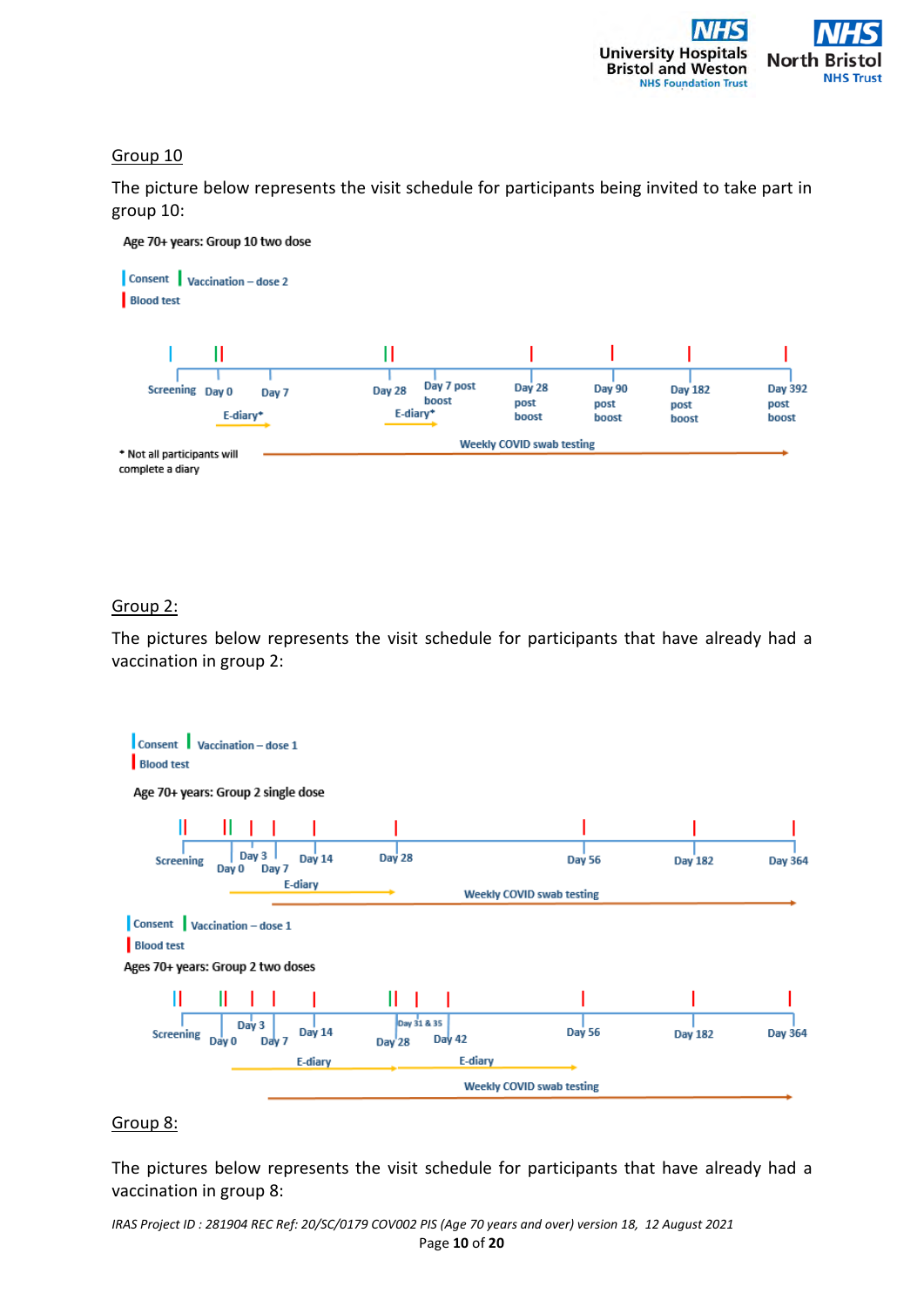<u>Group 10</u>

The picture below represents the visit schedule for participants being invited to take part in group 10:

Age 70+ years: Group 10 two dose

Consent | Vaccination – dose 2 | Blood test

Screening | Day 0 | Day 7 | Day 28 | Day 7 post boost | Day 28 post boost | Day 90 post boost | Day 182 post boost | Day 392 post boost

E-diary* | E-diary*

Weekly COVID swab testing

* Not all participants will complete a diary

<u>Group 2:</u>

The pictures below represents the visit schedule for participants that have already had a vaccination in group 2:

Consent | Vaccination – dose 1 | Blood test

Age 70+ years: Group 2 single dose

Screening | Day 0 | Day 3 | Day 7 | Day 14 | Day 28 | Day 56 | Day 182 | Day 364

E-diary

Weekly COVID swab testing

Consent | Vaccination – dose 1 | Blood test

Ages 70+ years: Group 2 two doses

Screening | Day 0 | Day 3 | Day 7 | Day 14 | Day 28 | Day 31 & 35 | Day 42 | Day 56 | Day 182 | Day 364

E-diary | E-diary

Weekly COVID swab testing

<u>Group 8:</u>

The pictures below represents the visit schedule for participants that have already had a vaccination in group 8:

*IRAS Project ID : 281904 REC Ref: 20/SC/0179 COV002 PIS (Age 70 years and over) version 18, 12 August 2021*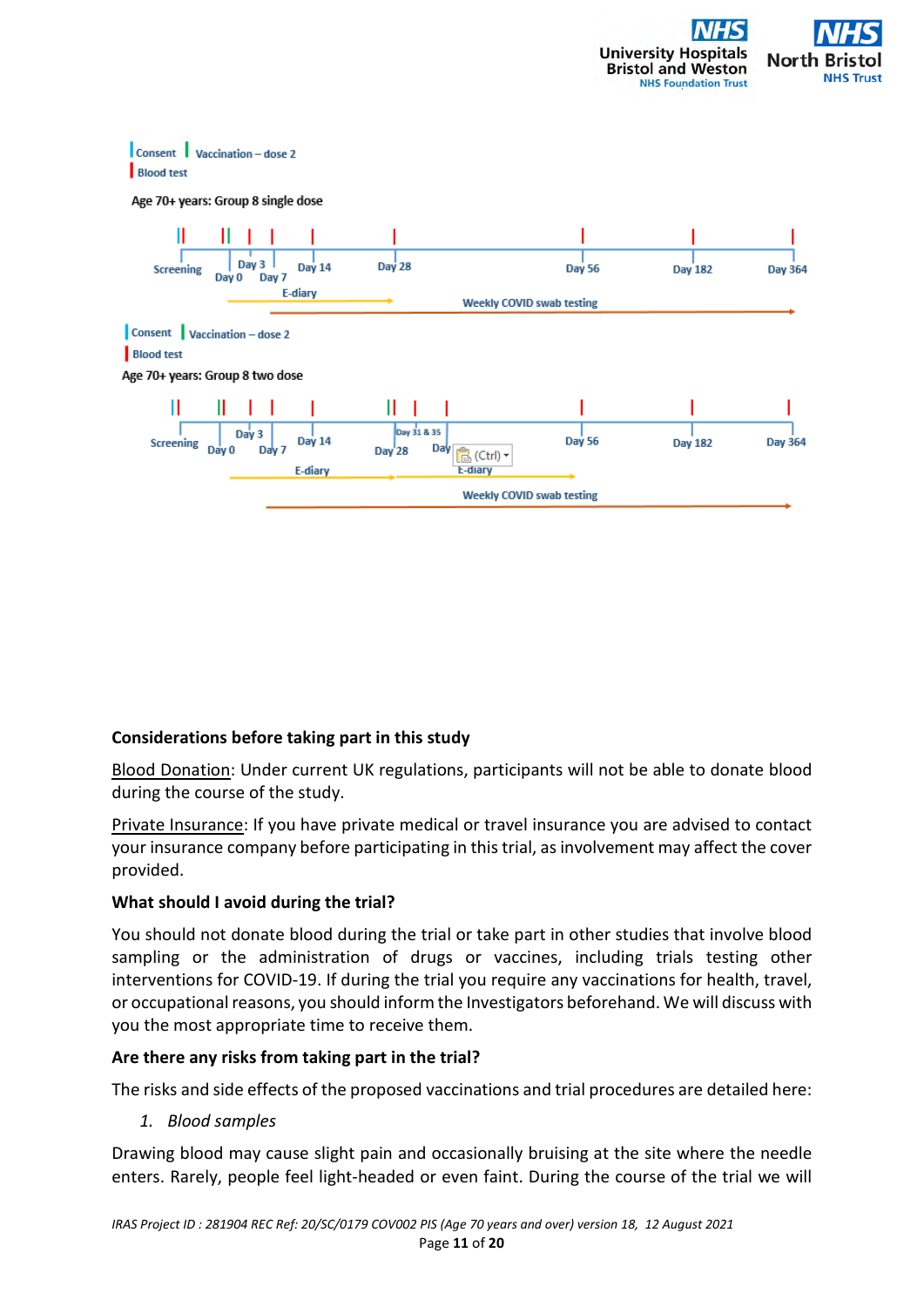Consent | Vaccination – dose 2
Blood test

Age 70+ years: Group 8 single dose

Screening, Day 0, Day 3, Day 7, Day 14, Day 28, Day 56, Day 182, Day 364

E-diary

Weekly COVID swab testing

Consent | Vaccination – dose 2
Blood test

Age 70+ years: Group 8 two dose

Screening, Day 0, Day 3, Day 7, Day 14, Day 28, Day 31 & 35, Day, Day 56, Day 182, Day 364

E-diary | E-diary

Weekly COVID swab testing

**Considerations before taking part in this study**

Blood Donation: Under current UK regulations, participants will not be able to donate blood during the course of the study.

Private Insurance: If you have private medical or travel insurance you are advised to contact your insurance company before participating in this trial, as involvement may affect the cover provided.

**What should I avoid during the trial?**

You should not donate blood during the trial or take part in other studies that involve blood sampling or the administration of drugs or vaccines, including trials testing other interventions for COVID-19. If during the trial you require any vaccinations for health, travel, or occupational reasons, you should inform the Investigators beforehand. We will discuss with you the most appropriate time to receive them.

**Are there any risks from taking part in the trial?**

The risks and side effects of the proposed vaccinations and trial procedures are detailed here:

1. *Blood samples*

Drawing blood may cause slight pain and occasionally bruising at the site where the needle enters. Rarely, people feel light-headed or even faint. During the course of the trial we will

*IRAS Project ID : 281904 REC Ref: 20/SC/0179 COV002 PIS (Age 70 years and over) version 18, 12 August 2021*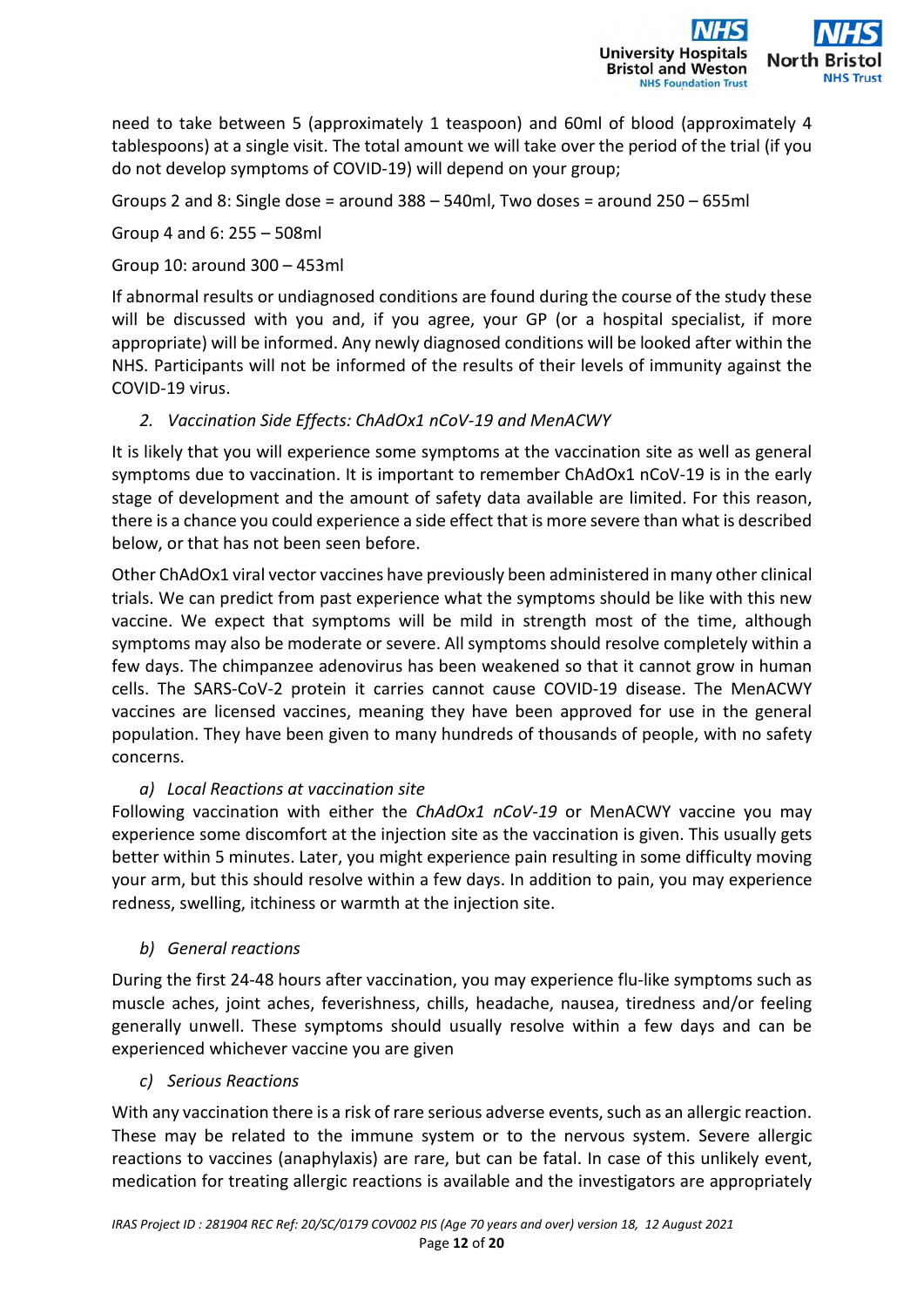need to take between 5 (approximately 1 teaspoon) and 60ml of blood (approximately 4 tablespoons) at a single visit. The total amount we will take over the period of the trial (if you do not develop symptoms of COVID-19) will depend on your group;

Groups 2 and 8: Single dose = around 388 – 540ml, Two doses = around 250 – 655ml

Group 4 and 6: 255 – 508ml

Group 10: around 300 – 453ml

If abnormal results or undiagnosed conditions are found during the course of the study these will be discussed with you and, if you agree, your GP (or a hospital specialist, if more appropriate) will be informed. Any newly diagnosed conditions will be looked after within the NHS. Participants will not be informed of the results of their levels of immunity against the COVID-19 virus.

*2. Vaccination Side Effects: ChAdOx1 nCoV-19 and MenACWY*

It is likely that you will experience some symptoms at the vaccination site as well as general symptoms due to vaccination. It is important to remember ChAdOx1 nCoV-19 is in the early stage of development and the amount of safety data available are limited. For this reason, there is a chance you could experience a side effect that is more severe than what is described below, or that has not been seen before.

Other ChAdOx1 viral vector vaccines have previously been administered in many other clinical trials. We can predict from past experience what the symptoms should be like with this new vaccine. We expect that symptoms will be mild in strength most of the time, although symptoms may also be moderate or severe. All symptoms should resolve completely within a few days. The chimpanzee adenovirus has been weakened so that it cannot grow in human cells. The SARS-CoV-2 protein it carries cannot cause COVID-19 disease. The MenACWY vaccines are licensed vaccines, meaning they have been approved for use in the general population. They have been given to many hundreds of thousands of people, with no safety concerns.

*a) Local Reactions at vaccination site*

Following vaccination with either the *ChAdOx1 nCoV-19* or MenACWY vaccine you may experience some discomfort at the injection site as the vaccination is given. This usually gets better within 5 minutes. Later, you might experience pain resulting in some difficulty moving your arm, but this should resolve within a few days. In addition to pain, you may experience redness, swelling, itchiness or warmth at the injection site.

*b) General reactions*

During the first 24-48 hours after vaccination, you may experience flu-like symptoms such as muscle aches, joint aches, feverishness, chills, headache, nausea, tiredness and/or feeling generally unwell. These symptoms should usually resolve within a few days and can be experienced whichever vaccine you are given

*c) Serious Reactions*

With any vaccination there is a risk of rare serious adverse events, such as an allergic reaction. These may be related to the immune system or to the nervous system. Severe allergic reactions to vaccines (anaphylaxis) are rare, but can be fatal. In case of this unlikely event, medication for treating allergic reactions is available and the investigators are appropriately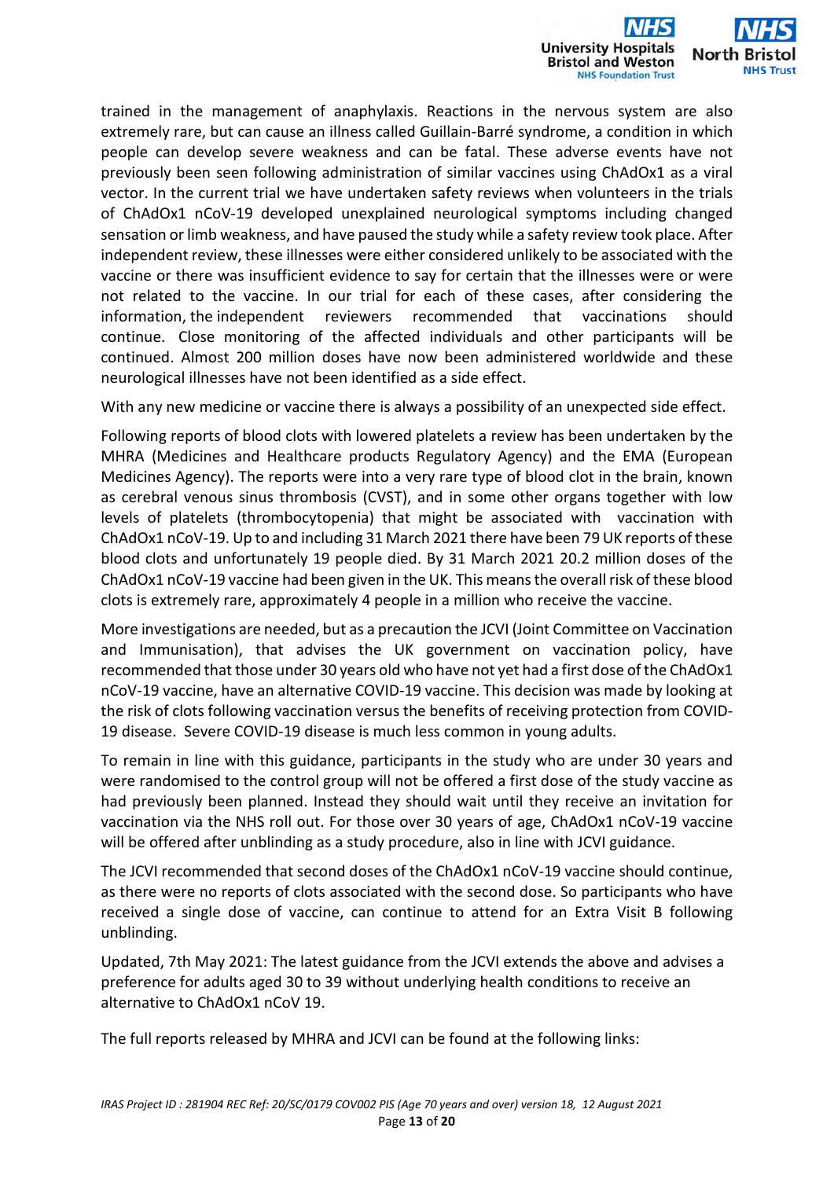trained in the management of anaphylaxis. Reactions in the nervous system are also extremely rare, but can cause an illness called Guillain-Barré syndrome, a condition in which people can develop severe weakness and can be fatal. These adverse events have not previously been seen following administration of similar vaccines using ChAdOx1 as a viral vector. In the current trial we have undertaken safety reviews when volunteers in the trials of ChAdOx1 nCoV-19 developed unexplained neurological symptoms including changed sensation or limb weakness, and have paused the study while a safety review took place. After independent review, these illnesses were either considered unlikely to be associated with the vaccine or there was insufficient evidence to say for certain that the illnesses were or were not related to the vaccine. In our trial for each of these cases, after considering the information, the independent reviewers recommended that vaccinations should continue. Close monitoring of the affected individuals and other participants will be continued. Almost 200 million doses have now been administered worldwide and these neurological illnesses have not been identified as a side effect.

With any new medicine or vaccine there is always a possibility of an unexpected side effect.

Following reports of blood clots with lowered platelets a review has been undertaken by the MHRA (Medicines and Healthcare products Regulatory Agency) and the EMA (European Medicines Agency). The reports were into a very rare type of blood clot in the brain, known as cerebral venous sinus thrombosis (CVST), and in some other organs together with low levels of platelets (thrombocytopenia) that might be associated with vaccination with ChAdOx1 nCoV-19. Up to and including 31 March 2021 there have been 79 UK reports of these blood clots and unfortunately 19 people died. By 31 March 2021 20.2 million doses of the ChAdOx1 nCoV-19 vaccine had been given in the UK. This means the overall risk of these blood clots is extremely rare, approximately 4 people in a million who receive the vaccine.

More investigations are needed, but as a precaution the JCVI (Joint Committee on Vaccination and Immunisation), that advises the UK government on vaccination policy, have recommended that those under 30 years old who have not yet had a first dose of the ChAdOx1 nCoV-19 vaccine, have an alternative COVID-19 vaccine. This decision was made by looking at the risk of clots following vaccination versus the benefits of receiving protection from COVID-19 disease. Severe COVID-19 disease is much less common in young adults.

To remain in line with this guidance, participants in the study who are under 30 years and were randomised to the control group will not be offered a first dose of the study vaccine as had previously been planned. Instead they should wait until they receive an invitation for vaccination via the NHS roll out. For those over 30 years of age, ChAdOx1 nCoV-19 vaccine will be offered after unblinding as a study procedure, also in line with JCVI guidance.

The JCVI recommended that second doses of the ChAdOx1 nCoV-19 vaccine should continue, as there were no reports of clots associated with the second dose. So participants who have received a single dose of vaccine, can continue to attend for an Extra Visit B following unblinding.

Updated, 7th May 2021: The latest guidance from the JCVI extends the above and advises a preference for adults aged 30 to 39 without underlying health conditions to receive an alternative to ChAdOx1 nCoV 19.

The full reports released by MHRA and JCVI can be found at the following links: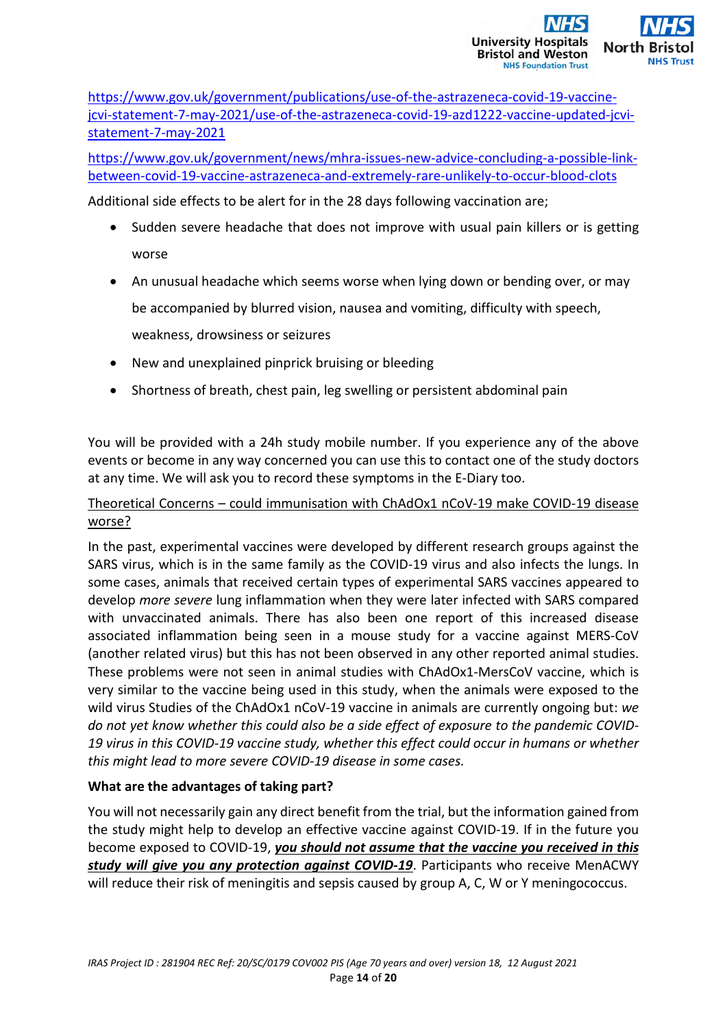https://www.gov.uk/government/publications/use-of-the-astrazeneca-covid-19-vaccine-jcvi-statement-7-may-2021/use-of-the-astrazeneca-covid-19-azd1222-vaccine-updated-jcvi-statement-7-may-2021

https://www.gov.uk/government/news/mhra-issues-new-advice-concluding-a-possible-link-between-covid-19-vaccine-astrazeneca-and-extremely-rare-unlikely-to-occur-blood-clots

Additional side effects to be alert for in the 28 days following vaccination are;

- Sudden severe headache that does not improve with usual pain killers or is getting worse
- An unusual headache which seems worse when lying down or bending over, or may be accompanied by blurred vision, nausea and vomiting, difficulty with speech, weakness, drowsiness or seizures
- New and unexplained pinprick bruising or bleeding
- Shortness of breath, chest pain, leg swelling or persistent abdominal pain

You will be provided with a 24h study mobile number. If you experience any of the above events or become in any way concerned you can use this to contact one of the study doctors at any time. We will ask you to record these symptoms in the E-Diary too.

Theoretical Concerns – could immunisation with ChAdOx1 nCoV-19 make COVID-19 disease worse?

In the past, experimental vaccines were developed by different research groups against the SARS virus, which is in the same family as the COVID-19 virus and also infects the lungs. In some cases, animals that received certain types of experimental SARS vaccines appeared to develop *more severe* lung inflammation when they were later infected with SARS compared with unvaccinated animals. There has also been one report of this increased disease associated inflammation being seen in a mouse study for a vaccine against MERS-CoV (another related virus) but this has not been observed in any other reported animal studies. These problems were not seen in animal studies with ChAdOx1-MersCoV vaccine, which is very similar to the vaccine being used in this study, when the animals were exposed to the wild virus Studies of the ChAdOx1 nCoV-19 vaccine in animals are currently ongoing but: *we do not yet know whether this could also be a side effect of exposure to the pandemic COVID-19 virus in this COVID-19 vaccine study, whether this effect could occur in humans or whether this might lead to more severe COVID-19 disease in some cases.*

**What are the advantages of taking part?**

You will not necessarily gain any direct benefit from the trial, but the information gained from the study might help to develop an effective vaccine against COVID-19. If in the future you become exposed to COVID-19, ***you should not assume that the vaccine you received in this study will give you any protection against COVID-19***. Participants who receive MenACWY will reduce their risk of meningitis and sepsis caused by group A, C, W or Y meningococcus.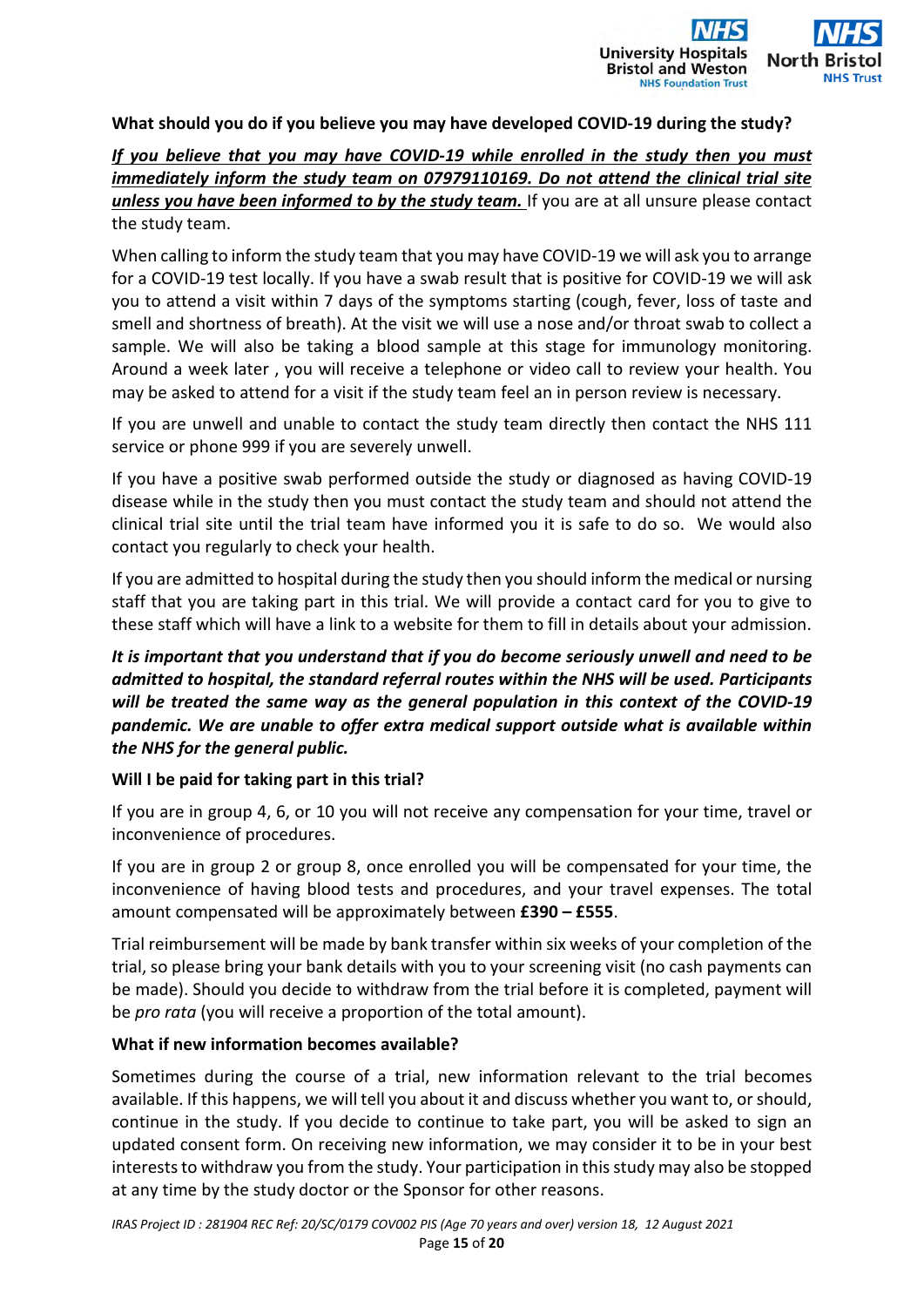**What should you do if you believe you may have developed COVID-19 during the study?**

***If you believe that you may have COVID-19 while enrolled in the study then you must immediately inform the study team on 07979110169. Do not attend the clinical trial site unless you have been informed to by the study team.*** If you are at all unsure please contact the study team.

When calling to inform the study team that you may have COVID-19 we will ask you to arrange for a COVID-19 test locally. If you have a swab result that is positive for COVID-19 we will ask you to attend a visit within 7 days of the symptoms starting (cough, fever, loss of taste and smell and shortness of breath). At the visit we will use a nose and/or throat swab to collect a sample. We will also be taking a blood sample at this stage for immunology monitoring. Around a week later , you will receive a telephone or video call to review your health. You may be asked to attend for a visit if the study team feel an in person review is necessary.

If you are unwell and unable to contact the study team directly then contact the NHS 111 service or phone 999 if you are severely unwell.

If you have a positive swab performed outside the study or diagnosed as having COVID-19 disease while in the study then you must contact the study team and should not attend the clinical trial site until the trial team have informed you it is safe to do so. We would also contact you regularly to check your health.

If you are admitted to hospital during the study then you should inform the medical or nursing staff that you are taking part in this trial. We will provide a contact card for you to give to these staff which will have a link to a website for them to fill in details about your admission.

***It is important that you understand that if you do become seriously unwell and need to be admitted to hospital, the standard referral routes within the NHS will be used. Participants will be treated the same way as the general population in this context of the COVID-19 pandemic. We are unable to offer extra medical support outside what is available within the NHS for the general public.***

**Will I be paid for taking part in this trial?**

If you are in group 4, 6, or 10 you will not receive any compensation for your time, travel or inconvenience of procedures.

If you are in group 2 or group 8, once enrolled you will be compensated for your time, the inconvenience of having blood tests and procedures, and your travel expenses. The total amount compensated will be approximately between **£390 – £555**.

Trial reimbursement will be made by bank transfer within six weeks of your completion of the trial, so please bring your bank details with you to your screening visit (no cash payments can be made). Should you decide to withdraw from the trial before it is completed, payment will be *pro rata* (you will receive a proportion of the total amount).

**What if new information becomes available?**

Sometimes during the course of a trial, new information relevant to the trial becomes available. If this happens, we will tell you about it and discuss whether you want to, or should, continue in the study. If you decide to continue to take part, you will be asked to sign an updated consent form. On receiving new information, we may consider it to be in your best interests to withdraw you from the study. Your participation in this study may also be stopped at any time by the study doctor or the Sponsor for other reasons.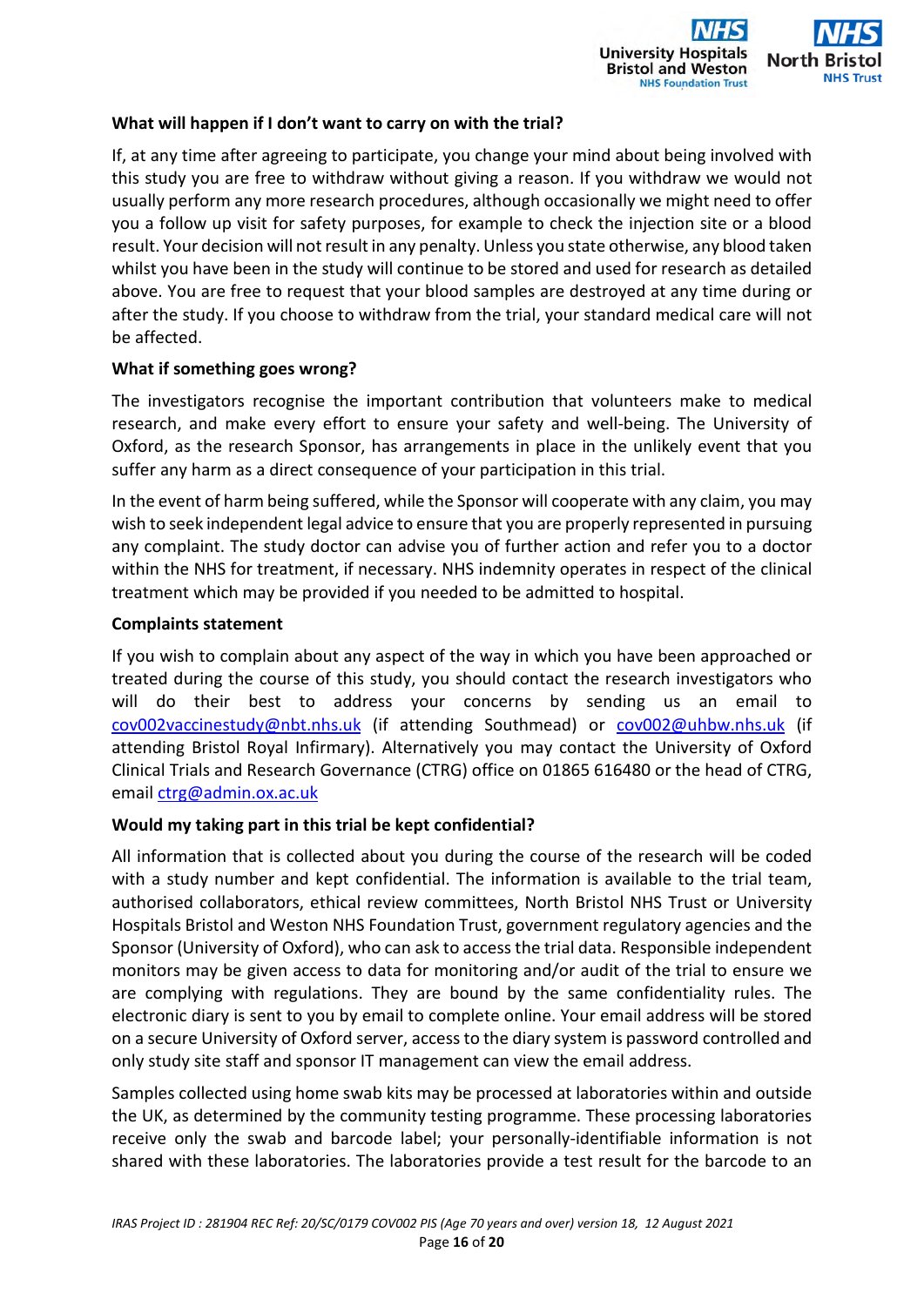**What will happen if I don't want to carry on with the trial?**

If, at any time after agreeing to participate, you change your mind about being involved with this study you are free to withdraw without giving a reason. If you withdraw we would not usually perform any more research procedures, although occasionally we might need to offer you a follow up visit for safety purposes, for example to check the injection site or a blood result. Your decision will not result in any penalty. Unless you state otherwise, any blood taken whilst you have been in the study will continue to be stored and used for research as detailed above. You are free to request that your blood samples are destroyed at any time during or after the study. If you choose to withdraw from the trial, your standard medical care will not be affected.

**What if something goes wrong?**

The investigators recognise the important contribution that volunteers make to medical research, and make every effort to ensure your safety and well-being. The University of Oxford, as the research Sponsor, has arrangements in place in the unlikely event that you suffer any harm as a direct consequence of your participation in this trial.

In the event of harm being suffered, while the Sponsor will cooperate with any claim, you may wish to seek independent legal advice to ensure that you are properly represented in pursuing any complaint. The study doctor can advise you of further action and refer you to a doctor within the NHS for treatment, if necessary. NHS indemnity operates in respect of the clinical treatment which may be provided if you needed to be admitted to hospital.

**Complaints statement**

If you wish to complain about any aspect of the way in which you have been approached or treated during the course of this study, you should contact the research investigators who will do their best to address your concerns by sending us an email to cov002vaccinestudy@nbt.nhs.uk (if attending Southmead) or cov002@uhbw.nhs.uk (if attending Bristol Royal Infirmary). Alternatively you may contact the University of Oxford Clinical Trials and Research Governance (CTRG) office on 01865 616480 or the head of CTRG, email ctrg@admin.ox.ac.uk

**Would my taking part in this trial be kept confidential?**

All information that is collected about you during the course of the research will be coded with a study number and kept confidential. The information is available to the trial team, authorised collaborators, ethical review committees, North Bristol NHS Trust or University Hospitals Bristol and Weston NHS Foundation Trust, government regulatory agencies and the Sponsor (University of Oxford), who can ask to access the trial data. Responsible independent monitors may be given access to data for monitoring and/or audit of the trial to ensure we are complying with regulations. They are bound by the same confidentiality rules. The electronic diary is sent to you by email to complete online. Your email address will be stored on a secure University of Oxford server, access to the diary system is password controlled and only study site staff and sponsor IT management can view the email address.

Samples collected using home swab kits may be processed at laboratories within and outside the UK, as determined by the community testing programme. These processing laboratories receive only the swab and barcode label; your personally-identifiable information is not shared with these laboratories. The laboratories provide a test result for the barcode to an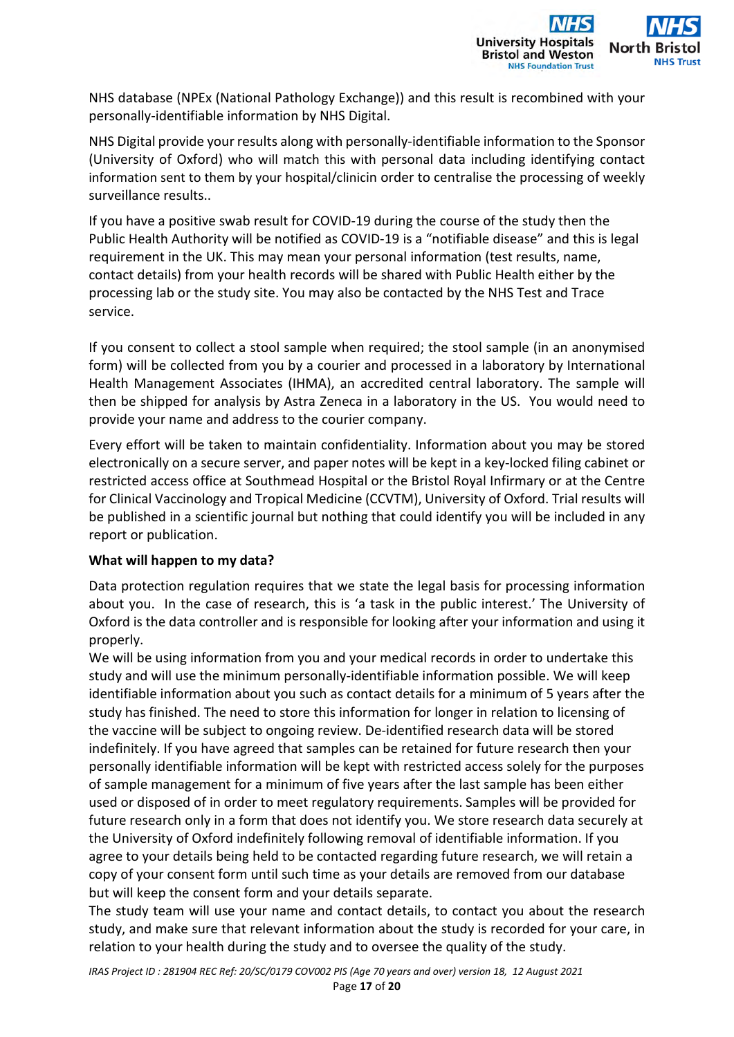NHS database (NPEx (National Pathology Exchange)) and this result is recombined with your personally-identifiable information by NHS Digital.

NHS Digital provide your results along with personally-identifiable information to the Sponsor (University of Oxford) who will match this with personal data including identifying contact information sent to them by your hospital/clinicin order to centralise the processing of weekly surveillance results..

If you have a positive swab result for COVID-19 during the course of the study then the Public Health Authority will be notified as COVID-19 is a "notifiable disease" and this is legal requirement in the UK. This may mean your personal information (test results, name, contact details) from your health records will be shared with Public Health either by the processing lab or the study site. You may also be contacted by the NHS Test and Trace service.

If you consent to collect a stool sample when required; the stool sample (in an anonymised form) will be collected from you by a courier and processed in a laboratory by International Health Management Associates (IHMA), an accredited central laboratory. The sample will then be shipped for analysis by Astra Zeneca in a laboratory in the US. You would need to provide your name and address to the courier company.

Every effort will be taken to maintain confidentiality. Information about you may be stored electronically on a secure server, and paper notes will be kept in a key-locked filing cabinet or restricted access office at Southmead Hospital or the Bristol Royal Infirmary or at the Centre for Clinical Vaccinology and Tropical Medicine (CCVTM), University of Oxford. Trial results will be published in a scientific journal but nothing that could identify you will be included in any report or publication.

**What will happen to my data?**

Data protection regulation requires that we state the legal basis for processing information about you. In the case of research, this is 'a task in the public interest.' The University of Oxford is the data controller and is responsible for looking after your information and using it properly.

We will be using information from you and your medical records in order to undertake this study and will use the minimum personally-identifiable information possible. We will keep identifiable information about you such as contact details for a minimum of 5 years after the study has finished. The need to store this information for longer in relation to licensing of the vaccine will be subject to ongoing review. De-identified research data will be stored indefinitely. If you have agreed that samples can be retained for future research then your personally identifiable information will be kept with restricted access solely for the purposes of sample management for a minimum of five years after the last sample has been either used or disposed of in order to meet regulatory requirements. Samples will be provided for future research only in a form that does not identify you. We store research data securely at the University of Oxford indefinitely following removal of identifiable information. If you agree to your details being held to be contacted regarding future research, we will retain a copy of your consent form until such time as your details are removed from our database but will keep the consent form and your details separate.

The study team will use your name and contact details, to contact you about the research study, and make sure that relevant information about the study is recorded for your care, in relation to your health during the study and to oversee the quality of the study.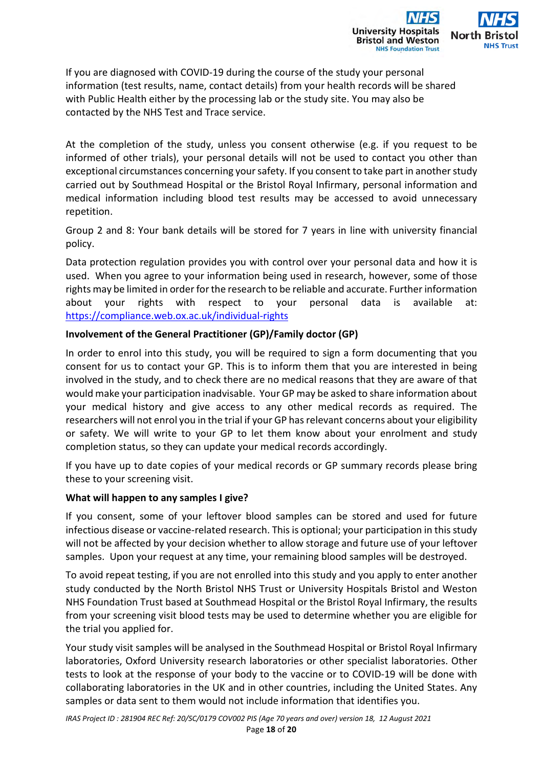If you are diagnosed with COVID-19 during the course of the study your personal information (test results, name, contact details) from your health records will be shared with Public Health either by the processing lab or the study site. You may also be contacted by the NHS Test and Trace service.

At the completion of the study, unless you consent otherwise (e.g. if you request to be informed of other trials), your personal details will not be used to contact you other than exceptional circumstances concerning your safety. If you consent to take part in another study carried out by Southmead Hospital or the Bristol Royal Infirmary, personal information and medical information including blood test results may be accessed to avoid unnecessary repetition.

Group 2 and 8: Your bank details will be stored for 7 years in line with university financial policy.

Data protection regulation provides you with control over your personal data and how it is used. When you agree to your information being used in research, however, some of those rights may be limited in order for the research to be reliable and accurate. Further information about your rights with respect to your personal data is available at: https://compliance.web.ox.ac.uk/individual-rights

**Involvement of the General Practitioner (GP)/Family doctor (GP)**

In order to enrol into this study, you will be required to sign a form documenting that you consent for us to contact your GP. This is to inform them that you are interested in being involved in the study, and to check there are no medical reasons that they are aware of that would make your participation inadvisable. Your GP may be asked to share information about your medical history and give access to any other medical records as required. The researchers will not enrol you in the trial if your GP has relevant concerns about your eligibility or safety. We will write to your GP to let them know about your enrolment and study completion status, so they can update your medical records accordingly.

If you have up to date copies of your medical records or GP summary records please bring these to your screening visit.

**What will happen to any samples I give?**

If you consent, some of your leftover blood samples can be stored and used for future infectious disease or vaccine-related research. This is optional; your participation in this study will not be affected by your decision whether to allow storage and future use of your leftover samples. Upon your request at any time, your remaining blood samples will be destroyed.

To avoid repeat testing, if you are not enrolled into this study and you apply to enter another study conducted by the North Bristol NHS Trust or University Hospitals Bristol and Weston NHS Foundation Trust based at Southmead Hospital or the Bristol Royal Infirmary, the results from your screening visit blood tests may be used to determine whether you are eligible for the trial you applied for.

Your study visit samples will be analysed in the Southmead Hospital or Bristol Royal Infirmary laboratories, Oxford University research laboratories or other specialist laboratories. Other tests to look at the response of your body to the vaccine or to COVID-19 will be done with collaborating laboratories in the UK and in other countries, including the United States. Any samples or data sent to them would not include information that identifies you.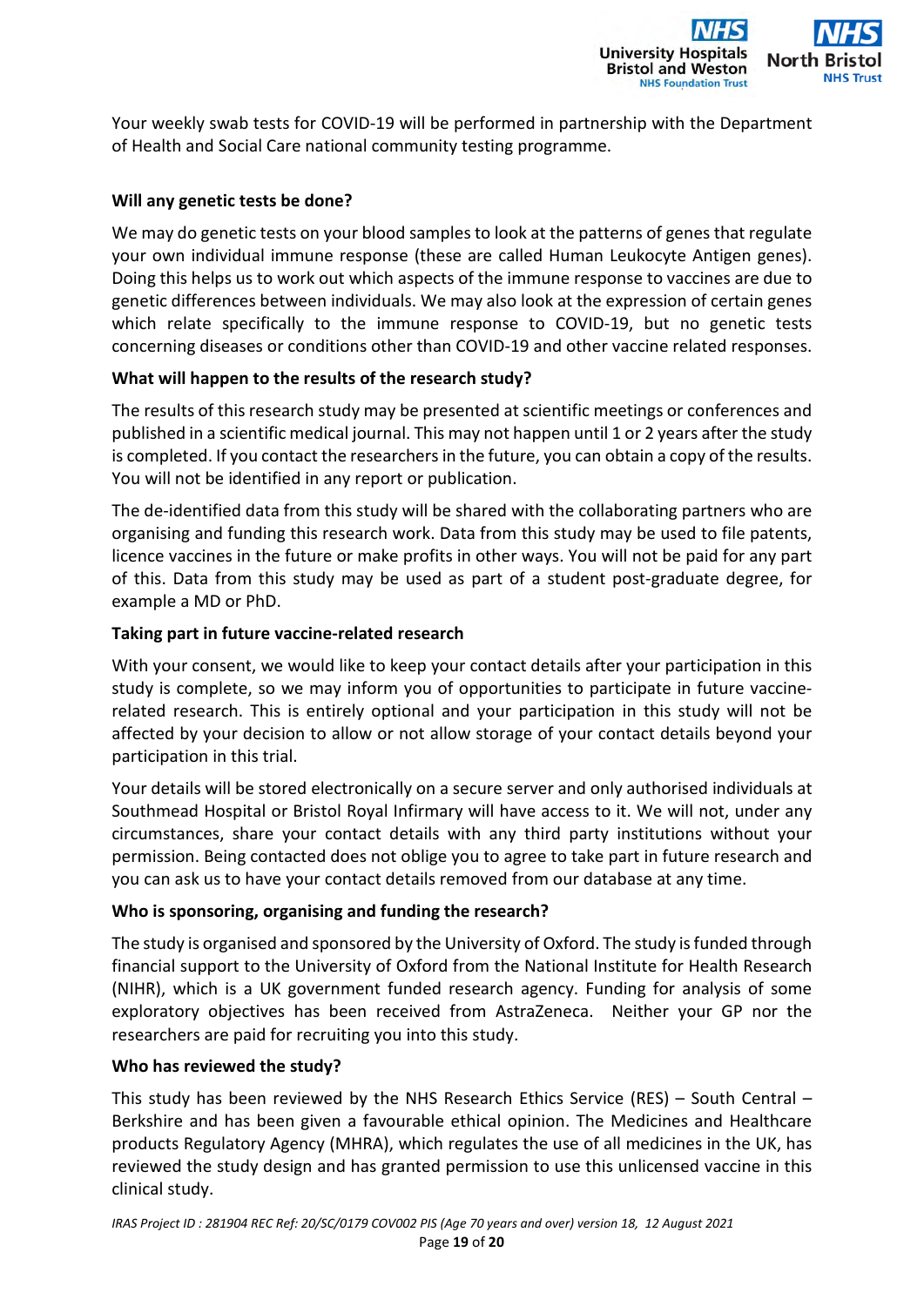Your weekly swab tests for COVID-19 will be performed in partnership with the Department of Health and Social Care national community testing programme.

**Will any genetic tests be done?**

We may do genetic tests on your blood samples to look at the patterns of genes that regulate your own individual immune response (these are called Human Leukocyte Antigen genes). Doing this helps us to work out which aspects of the immune response to vaccines are due to genetic differences between individuals. We may also look at the expression of certain genes which relate specifically to the immune response to COVID-19, but no genetic tests concerning diseases or conditions other than COVID-19 and other vaccine related responses.

**What will happen to the results of the research study?**

The results of this research study may be presented at scientific meetings or conferences and published in a scientific medical journal. This may not happen until 1 or 2 years after the study is completed. If you contact the researchers in the future, you can obtain a copy of the results. You will not be identified in any report or publication.

The de-identified data from this study will be shared with the collaborating partners who are organising and funding this research work. Data from this study may be used to file patents, licence vaccines in the future or make profits in other ways. You will not be paid for any part of this. Data from this study may be used as part of a student post-graduate degree, for example a MD or PhD.

**Taking part in future vaccine-related research**

With your consent, we would like to keep your contact details after your participation in this study is complete, so we may inform you of opportunities to participate in future vaccine-related research. This is entirely optional and your participation in this study will not be affected by your decision to allow or not allow storage of your contact details beyond your participation in this trial.

Your details will be stored electronically on a secure server and only authorised individuals at Southmead Hospital or Bristol Royal Infirmary will have access to it. We will not, under any circumstances, share your contact details with any third party institutions without your permission. Being contacted does not oblige you to agree to take part in future research and you can ask us to have your contact details removed from our database at any time.

**Who is sponsoring, organising and funding the research?**

The study is organised and sponsored by the University of Oxford. The study is funded through financial support to the University of Oxford from the National Institute for Health Research (NIHR), which is a UK government funded research agency. Funding for analysis of some exploratory objectives has been received from AstraZeneca. Neither your GP nor the researchers are paid for recruiting you into this study.

**Who has reviewed the study?**

This study has been reviewed by the NHS Research Ethics Service (RES) – South Central – Berkshire and has been given a favourable ethical opinion. The Medicines and Healthcare products Regulatory Agency (MHRA), which regulates the use of all medicines in the UK, has reviewed the study design and has granted permission to use this unlicensed vaccine in this clinical study.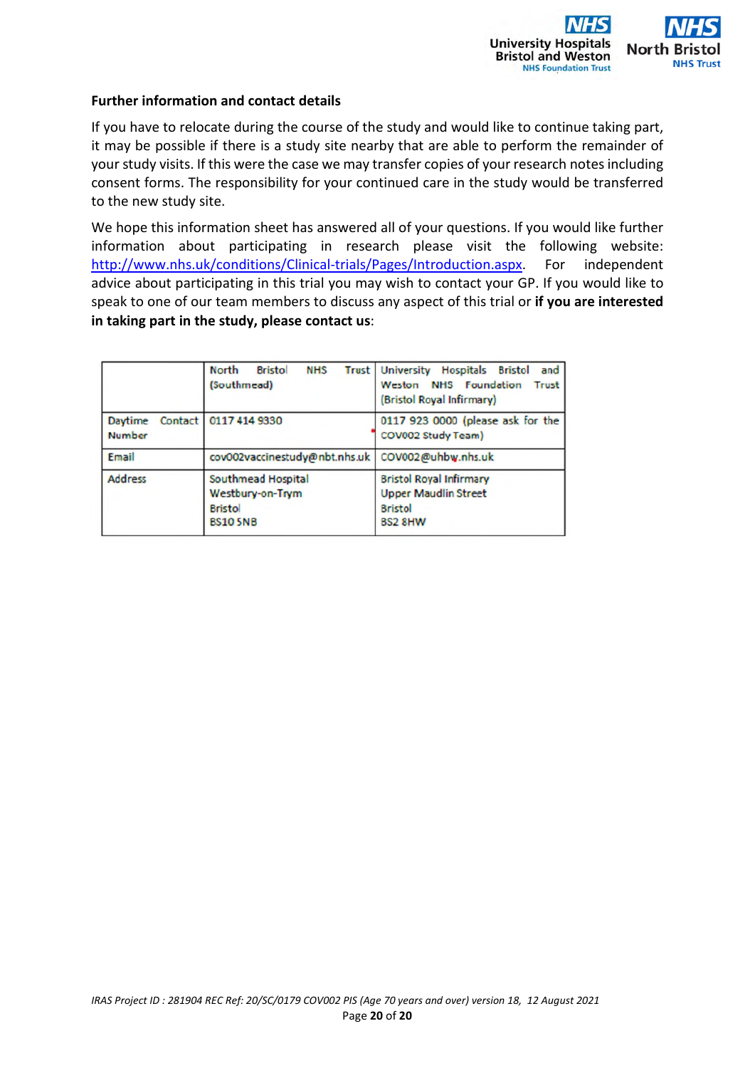**Further information and contact details**

If you have to relocate during the course of the study and would like to continue taking part, it may be possible if there is a study site nearby that are able to perform the remainder of your study visits. If this were the case we may transfer copies of your research notes including consent forms. The responsibility for your continued care in the study would be transferred to the new study site.

We hope this information sheet has answered all of your questions. If you would like further information about participating in research please visit the following website: http://www.nhs.uk/conditions/Clinical-trials/Pages/Introduction.aspx. For independent advice about participating in this trial you may wish to contact your GP. If you would like to speak to one of our team members to discuss any aspect of this trial or **if you are interested in taking part in the study, please contact us**:

| | North Bristol NHS Trust (Southmead) | University Hospitals Bristol and Weston NHS Foundation Trust (Bristol Royal Infirmary) |
|---|---|---|
| Daytime Contact Number | 0117 414 9330 | 0117 923 0000 (please ask for the COV002 Study Team) |
| Email | cov002vaccinestudy@nbt.nhs.uk | COV002@uhbw.nhs.uk |
| Address | Southmead Hospital<br>Westbury-on-Trym<br>Bristol<br>BS10 5NB | Bristol Royal Infirmary<br>Upper Maudlin Street<br>Bristol<br>BS2 8HW |

*IRAS Project ID : 281904 REC Ref: 20/SC/0179 COV002 PIS (Age 70 years and over) version 18, 12 August 2021*